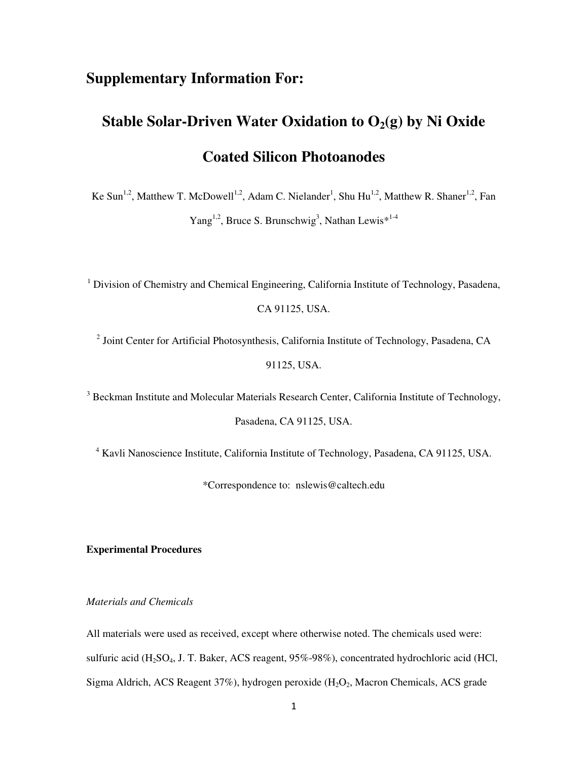# Supplementary Information For:

# Stable Solar-Driven Water Oxidation to $O_2$(g) by Ni Oxide Coated Silicon Photoanodes

Ke Sun[1,2], Matthew T. McDowell[1,2], Adam C. Nielander[1], Shu Hu[1,2], Matthew R. Shaner[1,2], Fan Yang[1,2], Bruce S. Brunschwig[3], Nathan Lewis*[1-4]

[1] Division of Chemistry and Chemical Engineering, California Institute of Technology, Pasadena, CA 91125, USA.

[2] Joint Center for Artificial Photosynthesis, California Institute of Technology, Pasadena, CA 91125, USA.

[3] Beckman Institute and Molecular Materials Research Center, California Institute of Technology, Pasadena, CA 91125, USA.

[4] Kavli Nanoscience Institute, California Institute of Technology, Pasadena, CA 91125, USA.

*Correspondence to: nslewis@caltech.edu

**Experimental Procedures**

*Materials and Chemicals*

All materials were used as received, except where otherwise noted. The chemicals used were: sulfuric acid ($H_2SO_4$, J. T. Baker, ACS reagent, 95%-98%), concentrated hydrochloric acid (HCl, Sigma Aldrich, ACS Reagent 37%), hydrogen peroxide ($H_2O_2$, Macron Chemicals, ACS grade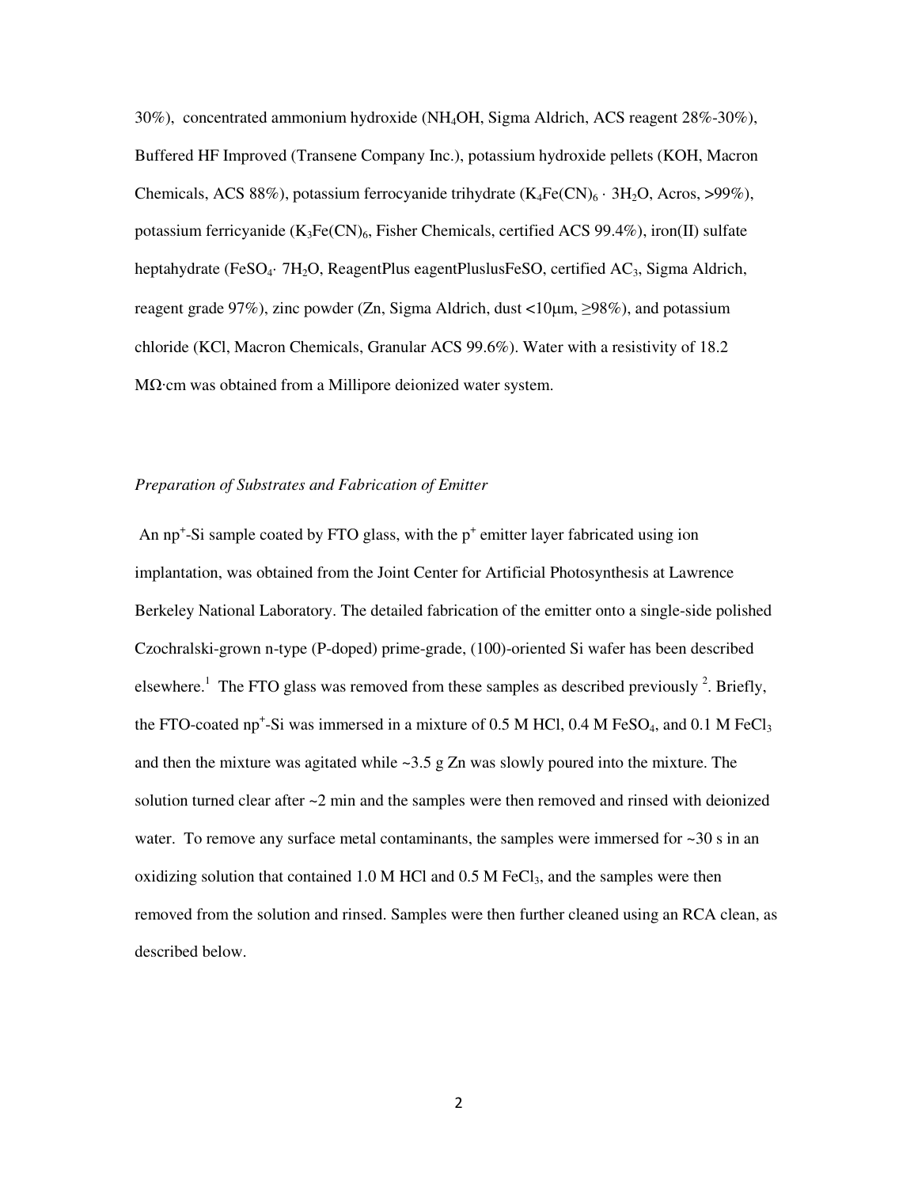30%), concentrated ammonium hydroxide ($NH_4OH$, Sigma Aldrich, ACS reagent 28%-30%), Buffered HF Improved (Transene Company Inc.), potassium hydroxide pellets (KOH, Macron Chemicals, ACS 88%), potassium ferrocyanide trihydrate ($K_4Fe(CN)_6 \cdot 3H_2O$, Acros, >99%), potassium ferricyanide ($K_3Fe(CN)_6$, Fisher Chemicals, certified ACS 99.4%), iron(II) sulfate heptahydrate ($FeSO_4 \cdot 7H_2O$, ReagentPlus eagentPluslusFeSO, certified $AC_3$, Sigma Aldrich, reagent grade 97%), zinc powder (Zn, Sigma Aldrich, dust <10µm, ≥98%), and potassium chloride (KCl, Macron Chemicals, Granular ACS 99.6%). Water with a resistivity of 18.2 MΩ·cm was obtained from a Millipore deionized water system.

*Preparation of Substrates and Fabrication of Emitter*

An $np^+$-Si sample coated by FTO glass, with the $p^+$ emitter layer fabricated using ion implantation, was obtained from the Joint Center for Artificial Photosynthesis at Lawrence Berkeley National Laboratory. The detailed fabrication of the emitter onto a single-side polished Czochralski-grown n-type (P-doped) prime-grade, (100)-oriented Si wafer has been described elsewhere.[1] The FTO glass was removed from these samples as described previously [2]. Briefly, the FTO-coated $np^+$-Si was immersed in a mixture of 0.5 M HCl, 0.4 M $FeSO_4$, and 0.1 M $FeCl_3$ and then the mixture was agitated while ~3.5 g Zn was slowly poured into the mixture. The solution turned clear after ~2 min and the samples were then removed and rinsed with deionized water. To remove any surface metal contaminants, the samples were immersed for ~30 s in an oxidizing solution that contained 1.0 M HCl and 0.5 M $FeCl_3$, and the samples were then removed from the solution and rinsed. Samples were then further cleaned using an RCA clean, as described below.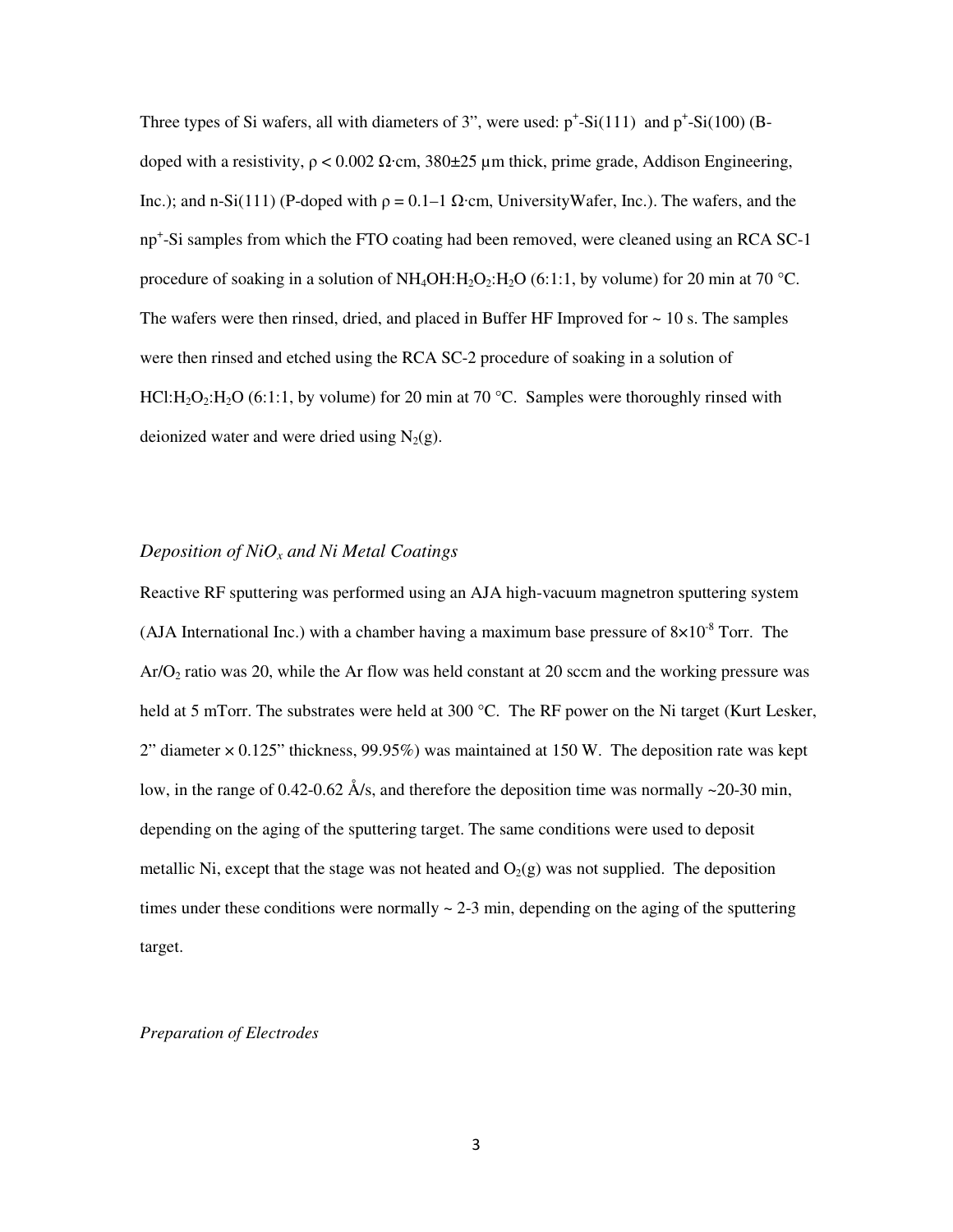Three types of Si wafers, all with diameters of 3", were used: $p^+$-Si(111) and $p^+$-Si(100) (B-doped with a resistivity, $\rho < 0.002\ \Omega\cdot$cm, 380±25 µm thick, prime grade, Addison Engineering, Inc.); and n-Si(111) (P-doped with $\rho = 0.1–1\ \Omega\cdot$cm, UniversityWafer, Inc.). The wafers, and the $np^+$-Si samples from which the FTO coating had been removed, were cleaned using an RCA SC-1 procedure of soaking in a solution of $NH_4OH$:$H_2O_2$:$H_2O$ (6:1:1, by volume) for 20 min at 70 °C. The wafers were then rinsed, dried, and placed in Buffer HF Improved for ~ 10 s. The samples were then rinsed and etched using the RCA SC-2 procedure of soaking in a solution of HCl:$H_2O_2$:$H_2O$ (6:1:1, by volume) for 20 min at 70 °C. Samples were thoroughly rinsed with deionized water and were dried using $N_2$(g).

### *Deposition of $NiO_x$ and Ni Metal Coatings*

Reactive RF sputtering was performed using an AJA high-vacuum magnetron sputtering system (AJA International Inc.) with a chamber having a maximum base pressure of $8\times10^{-8}$ Torr. The Ar/$O_2$ ratio was 20, while the Ar flow was held constant at 20 sccm and the working pressure was held at 5 mTorr. The substrates were held at 300 °C. The RF power on the Ni target (Kurt Lesker, 2" diameter × 0.125" thickness, 99.95%) was maintained at 150 W. The deposition rate was kept low, in the range of 0.42-0.62 Å/s, and therefore the deposition time was normally ~20-30 min, depending on the aging of the sputtering target. The same conditions were used to deposit metallic Ni, except that the stage was not heated and $O_2$(g) was not supplied. The deposition times under these conditions were normally ~ 2-3 min, depending on the aging of the sputtering target.

### *Preparation of Electrodes*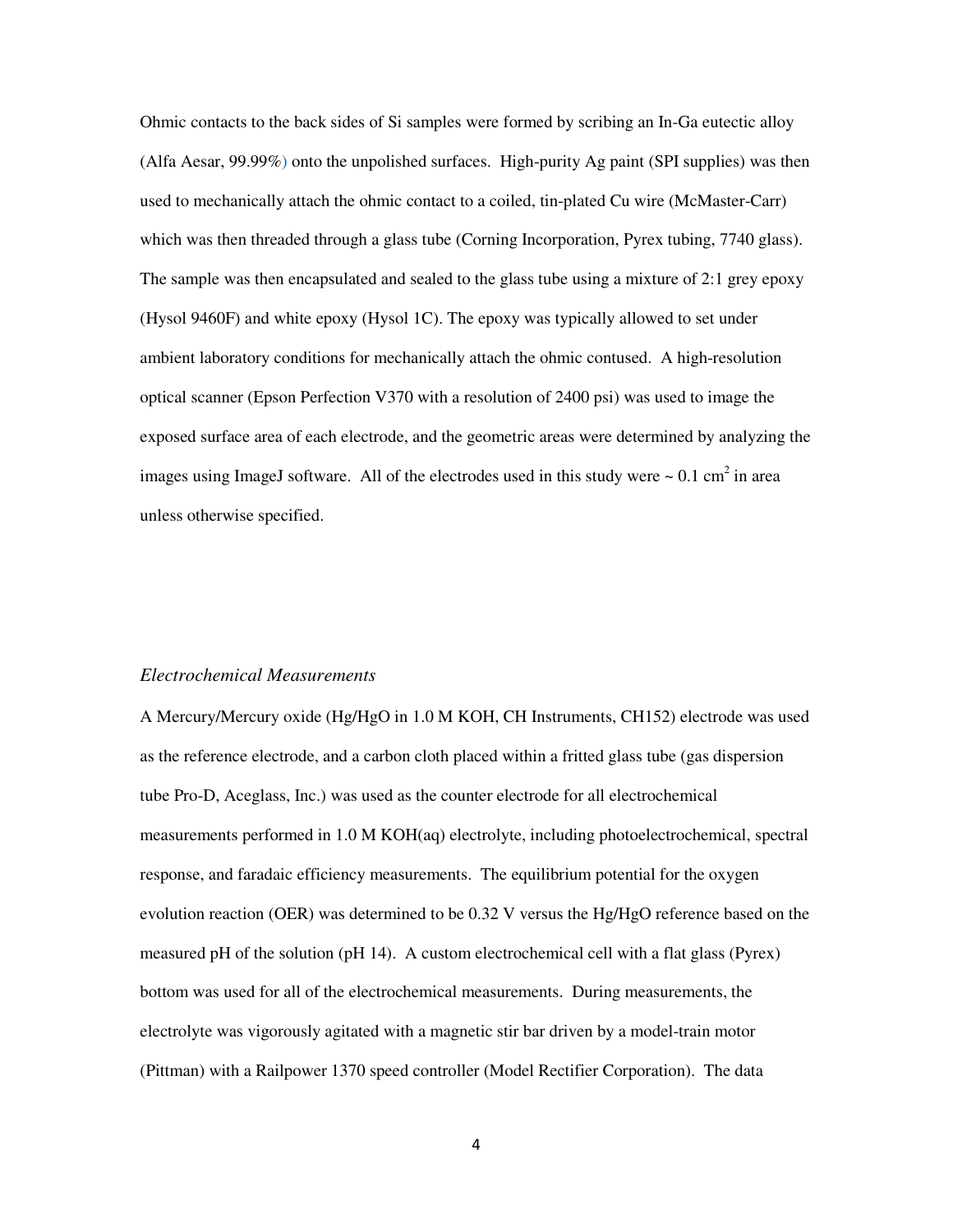Ohmic contacts to the back sides of Si samples were formed by scribing an In-Ga eutectic alloy (Alfa Aesar, 99.99%) onto the unpolished surfaces. High-purity Ag paint (SPI supplies) was then used to mechanically attach the ohmic contact to a coiled, tin-plated Cu wire (McMaster-Carr) which was then threaded through a glass tube (Corning Incorporation, Pyrex tubing, 7740 glass). The sample was then encapsulated and sealed to the glass tube using a mixture of 2:1 grey epoxy (Hysol 9460F) and white epoxy (Hysol 1C). The epoxy was typically allowed to set under ambient laboratory conditions for mechanically attach the ohmic contused. A high-resolution optical scanner (Epson Perfection V370 with a resolution of 2400 psi) was used to image the exposed surface area of each electrode, and the geometric areas were determined by analyzing the images using ImageJ software. All of the electrodes used in this study were ~ 0.1 $cm^2$ in area unless otherwise specified.

*Electrochemical Measurements*

A Mercury/Mercury oxide (Hg/HgO in 1.0 M KOH, CH Instruments, CH152) electrode was used as the reference electrode, and a carbon cloth placed within a fritted glass tube (gas dispersion tube Pro-D, Aceglass, Inc.) was used as the counter electrode for all electrochemical measurements performed in 1.0 M KOH(aq) electrolyte, including photoelectrochemical, spectral response, and faradaic efficiency measurements. The equilibrium potential for the oxygen evolution reaction (OER) was determined to be 0.32 V versus the Hg/HgO reference based on the measured pH of the solution (pH 14). A custom electrochemical cell with a flat glass (Pyrex) bottom was used for all of the electrochemical measurements. During measurements, the electrolyte was vigorously agitated with a magnetic stir bar driven by a model-train motor (Pittman) with a Railpower 1370 speed controller (Model Rectifier Corporation). The data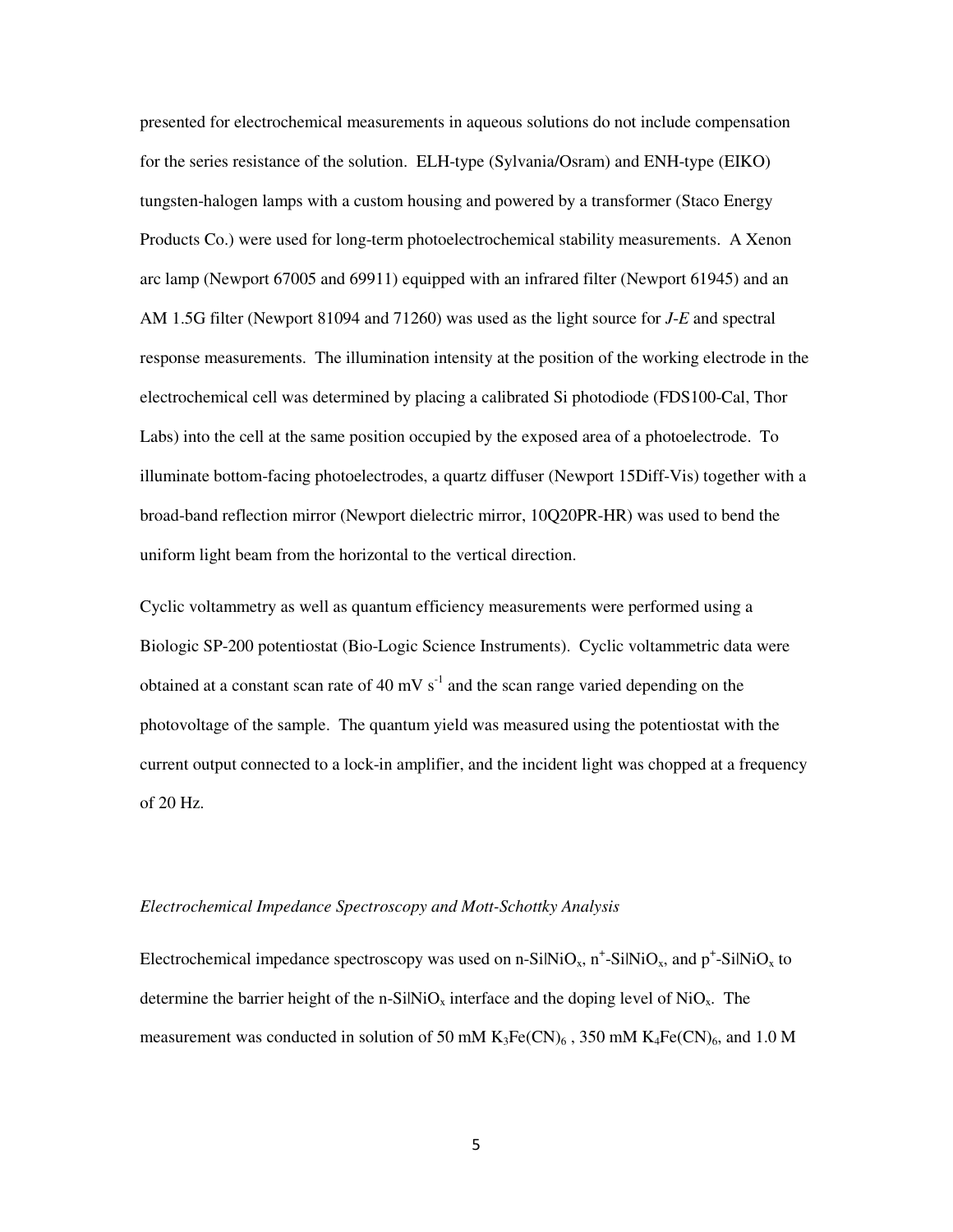presented for electrochemical measurements in aqueous solutions do not include compensation for the series resistance of the solution. ELH-type (Sylvania/Osram) and ENH-type (EIKO) tungsten-halogen lamps with a custom housing and powered by a transformer (Staco Energy Products Co.) were used for long-term photoelectrochemical stability measurements. A Xenon arc lamp (Newport 67005 and 69911) equipped with an infrared filter (Newport 61945) and an AM 1.5G filter (Newport 81094 and 71260) was used as the light source for *J-E* and spectral response measurements. The illumination intensity at the position of the working electrode in the electrochemical cell was determined by placing a calibrated Si photodiode (FDS100-Cal, Thor Labs) into the cell at the same position occupied by the exposed area of a photoelectrode. To illuminate bottom-facing photoelectrodes, a quartz diffuser (Newport 15Diff-Vis) together with a broad-band reflection mirror (Newport dielectric mirror, 10Q20PR-HR) was used to bend the uniform light beam from the horizontal to the vertical direction.

Cyclic voltammetry as well as quantum efficiency measurements were performed using a Biologic SP-200 potentiostat (Bio-Logic Science Instruments). Cyclic voltammetric data were obtained at a constant scan rate of 40 mV $s^{-1}$ and the scan range varied depending on the photovoltage of the sample. The quantum yield was measured using the potentiostat with the current output connected to a lock-in amplifier, and the incident light was chopped at a frequency of 20 Hz.

*Electrochemical Impedance Spectroscopy and Mott-Schottky Analysis*

Electrochemical impedance spectroscopy was used on n-Si|$NiO_x$, $n^+$-Si|$NiO_x$, and $p^+$-Si|$NiO_x$ to determine the barrier height of the n-Si|$NiO_x$ interface and the doping level of $NiO_x$. The measurement was conducted in solution of 50 mM $K_3Fe(CN)_6$ , 350 mM $K_4Fe(CN)_6$, and 1.0 M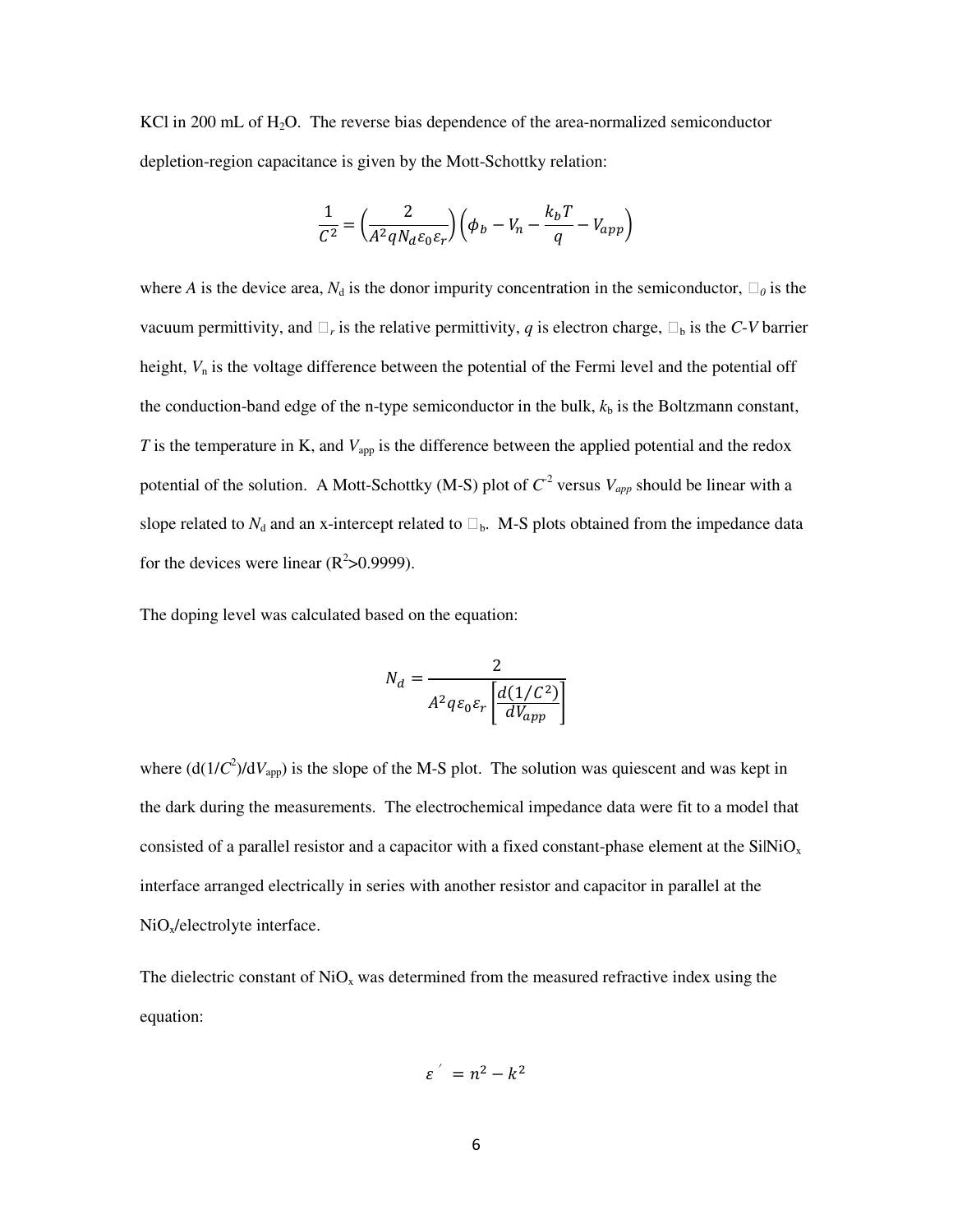KCl in 200 mL of $H_2O$. The reverse bias dependence of the area-normalized semiconductor depletion-region capacitance is given by the Mott-Schottky relation:

$$\frac{1}{C^2} = \left(\frac{2}{A^2 q N_d \varepsilon_0 \varepsilon_r}\right)\left(\phi_b - V_n - \frac{k_b T}{q} - V_{app}\right)$$

where $A$ is the device area, $N_d$ is the donor impurity concentration in the semiconductor, $\varepsilon_0$ is the vacuum permittivity, and $\varepsilon_r$ is the relative permittivity, $q$ is electron charge, $\phi_b$ is the *C-V* barrier height, $V_n$ is the voltage difference between the potential of the Fermi level and the potential off the conduction-band edge of the n-type semiconductor in the bulk, $k_b$ is the Boltzmann constant, $T$ is the temperature in K, and $V_{app}$ is the difference between the applied potential and the redox potential of the solution. A Mott-Schottky (M-S) plot of $C^{-2}$ versus $V_{app}$ should be linear with a slope related to $N_d$ and an x-intercept related to $\phi_b$. M-S plots obtained from the impedance data for the devices were linear ($R^2$>0.9999).

The doping level was calculated based on the equation:

$$N_d = \frac{2}{A^2 q \varepsilon_0 \varepsilon_r \left[\frac{d(1/C^2)}{dV_{app}}\right]}$$

where $(d(1/C^2)/dV_{app})$ is the slope of the M-S plot. The solution was quiescent and was kept in the dark during the measurements. The electrochemical impedance data were fit to a model that consisted of a parallel resistor and a capacitor with a fixed constant-phase element at the Si|$NiO_x$ interface arranged electrically in series with another resistor and capacitor in parallel at the $NiO_x$/electrolyte interface.

The dielectric constant of $NiO_x$ was determined from the measured refractive index using the equation:

$$\varepsilon' = n^2 - k^2$$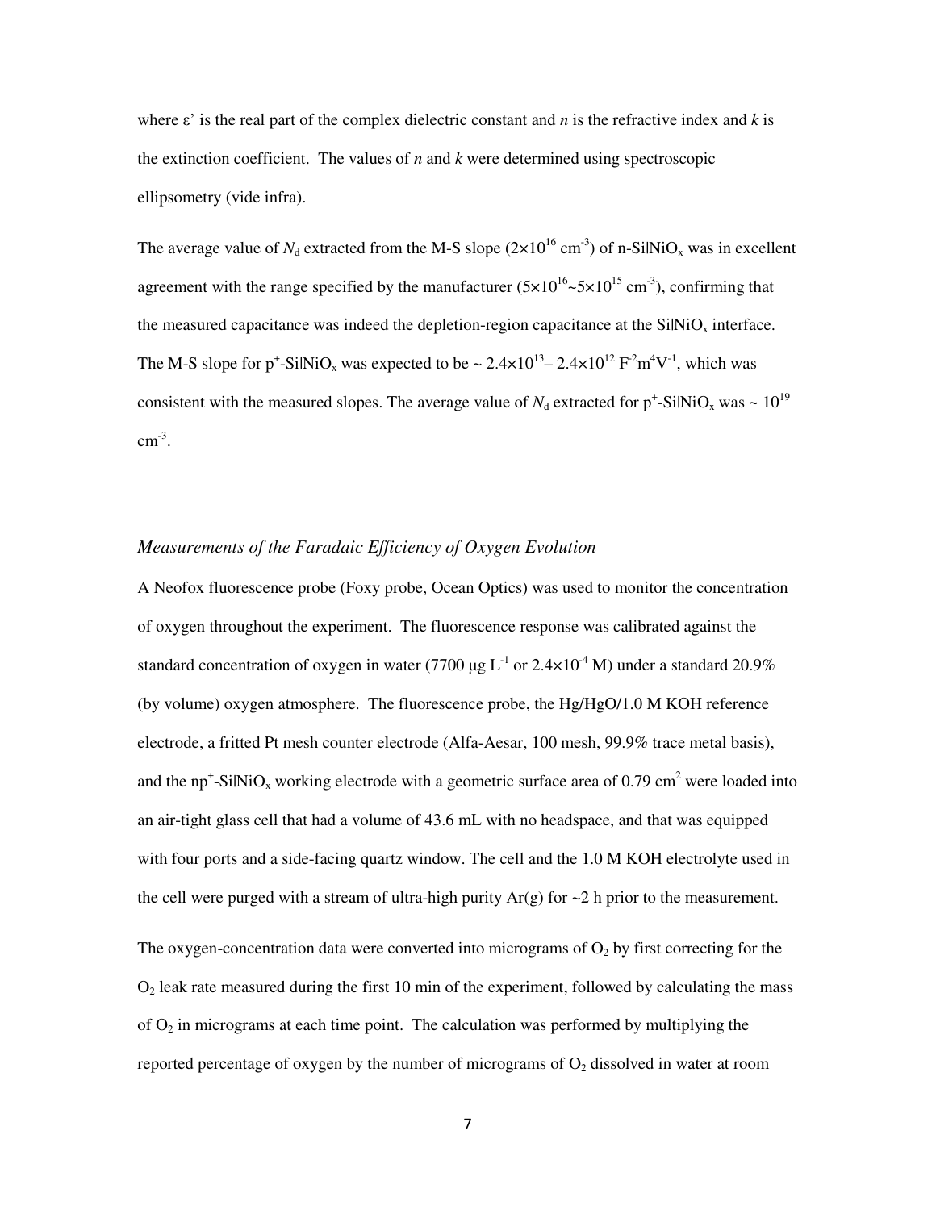where ε' is the real part of the complex dielectric constant and $n$ is the refractive index and $k$ is the extinction coefficient. The values of $n$ and $k$ were determined using spectroscopic ellipsometry (vide infra).

The average value of $N_d$ extracted from the M-S slope ($2\times10^{16}$ cm$^{-3}$) of n-Si|$NiO_x$ was in excellent agreement with the range specified by the manufacturer ($5\times10^{16}$~$5\times10^{15}$ cm$^{-3}$), confirming that the measured capacitance was indeed the depletion-region capacitance at the Si|$NiO_x$ interface. The M-S slope for $p^+$-Si|$NiO_x$ was expected to be ~ $2.4\times10^{13}$– $2.4\times10^{12}$ F$^{-2}$m$^4$V$^{-1}$, which was consistent with the measured slopes. The average value of $N_d$ extracted for $p^+$-Si|$NiO_x$ was ~ $10^{19}$ cm$^{-3}$.

### *Measurements of the Faradaic Efficiency of Oxygen Evolution*

A Neofox fluorescence probe (Foxy probe, Ocean Optics) was used to monitor the concentration of oxygen throughout the experiment. The fluorescence response was calibrated against the standard concentration of oxygen in water (7700 μg L$^{-1}$ or $2.4\times10^{-4}$ M) under a standard 20.9% (by volume) oxygen atmosphere. The fluorescence probe, the Hg/HgO/1.0 M KOH reference electrode, a fritted Pt mesh counter electrode (Alfa-Aesar, 100 mesh, 99.9% trace metal basis), and the $np^+$-Si|$NiO_x$ working electrode with a geometric surface area of 0.79 cm$^2$ were loaded into an air-tight glass cell that had a volume of 43.6 mL with no headspace, and that was equipped with four ports and a side-facing quartz window. The cell and the 1.0 M KOH electrolyte used in the cell were purged with a stream of ultra-high purity Ar(g) for ~2 h prior to the measurement.

The oxygen-concentration data were converted into micrograms of $O_2$ by first correcting for the $O_2$ leak rate measured during the first 10 min of the experiment, followed by calculating the mass of $O_2$ in micrograms at each time point. The calculation was performed by multiplying the reported percentage of oxygen by the number of micrograms of $O_2$ dissolved in water at room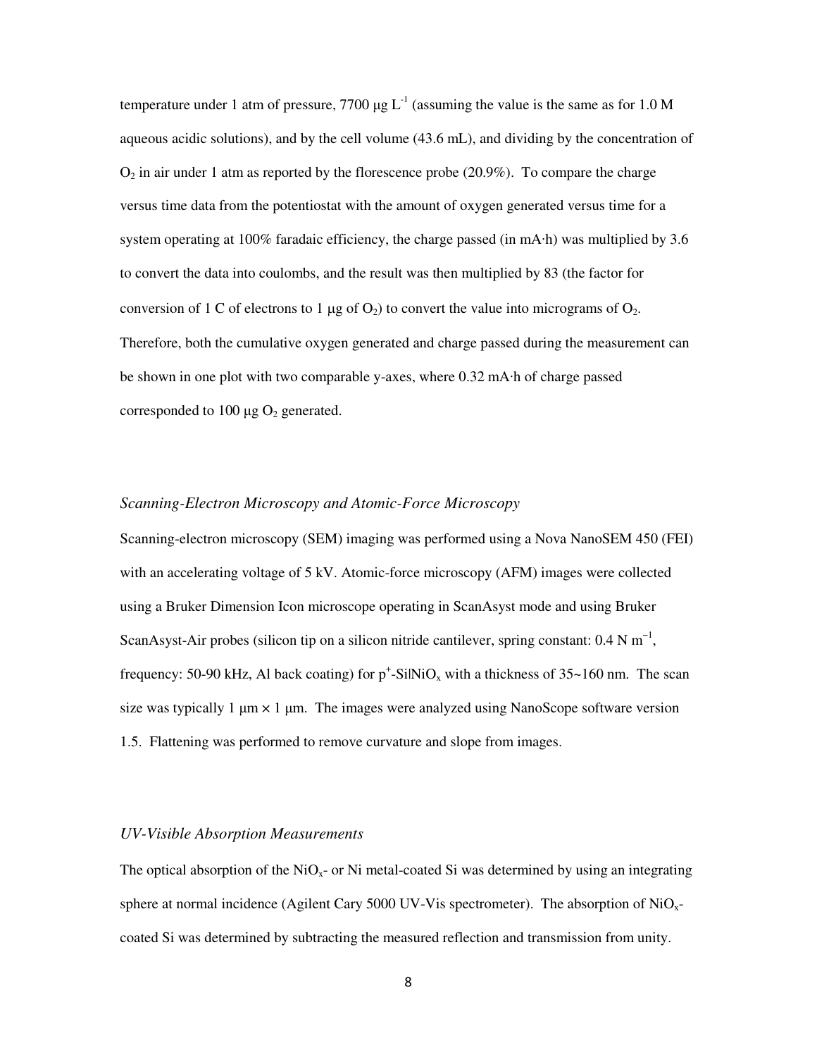temperature under 1 atm of pressure, 7700 μg $L^{-1}$ (assuming the value is the same as for 1.0 M aqueous acidic solutions), and by the cell volume (43.6 mL), and dividing by the concentration of $O_2$ in air under 1 atm as reported by the florescence probe (20.9%). To compare the charge versus time data from the potentiostat with the amount of oxygen generated versus time for a system operating at 100% faradaic efficiency, the charge passed (in mA·h) was multiplied by 3.6 to convert the data into coulombs, and the result was then multiplied by 83 (the factor for conversion of 1 C of electrons to 1 μg of $O_2$) to convert the value into micrograms of $O_2$. Therefore, both the cumulative oxygen generated and charge passed during the measurement can be shown in one plot with two comparable y-axes, where 0.32 mA·h of charge passed corresponded to 100 μg $O_2$ generated.

### *Scanning-Electron Microscopy and Atomic-Force Microscopy*

Scanning-electron microscopy (SEM) imaging was performed using a Nova NanoSEM 450 (FEI) with an accelerating voltage of 5 kV. Atomic-force microscopy (AFM) images were collected using a Bruker Dimension Icon microscope operating in ScanAsyst mode and using Bruker ScanAsyst-Air probes (silicon tip on a silicon nitride cantilever, spring constant: 0.4 N $m^{-1}$, frequency: 50-90 kHz, Al back coating) for $p^+$-Si|$NiO_x$ with a thickness of 35~160 nm. The scan size was typically 1 μm × 1 μm. The images were analyzed using NanoScope software version 1.5. Flattening was performed to remove curvature and slope from images.

### *UV-Visible Absorption Measurements*

The optical absorption of the $NiO_x$- or Ni metal-coated Si was determined by using an integrating sphere at normal incidence (Agilent Cary 5000 UV-Vis spectrometer). The absorption of $NiO_x$-coated Si was determined by subtracting the measured reflection and transmission from unity.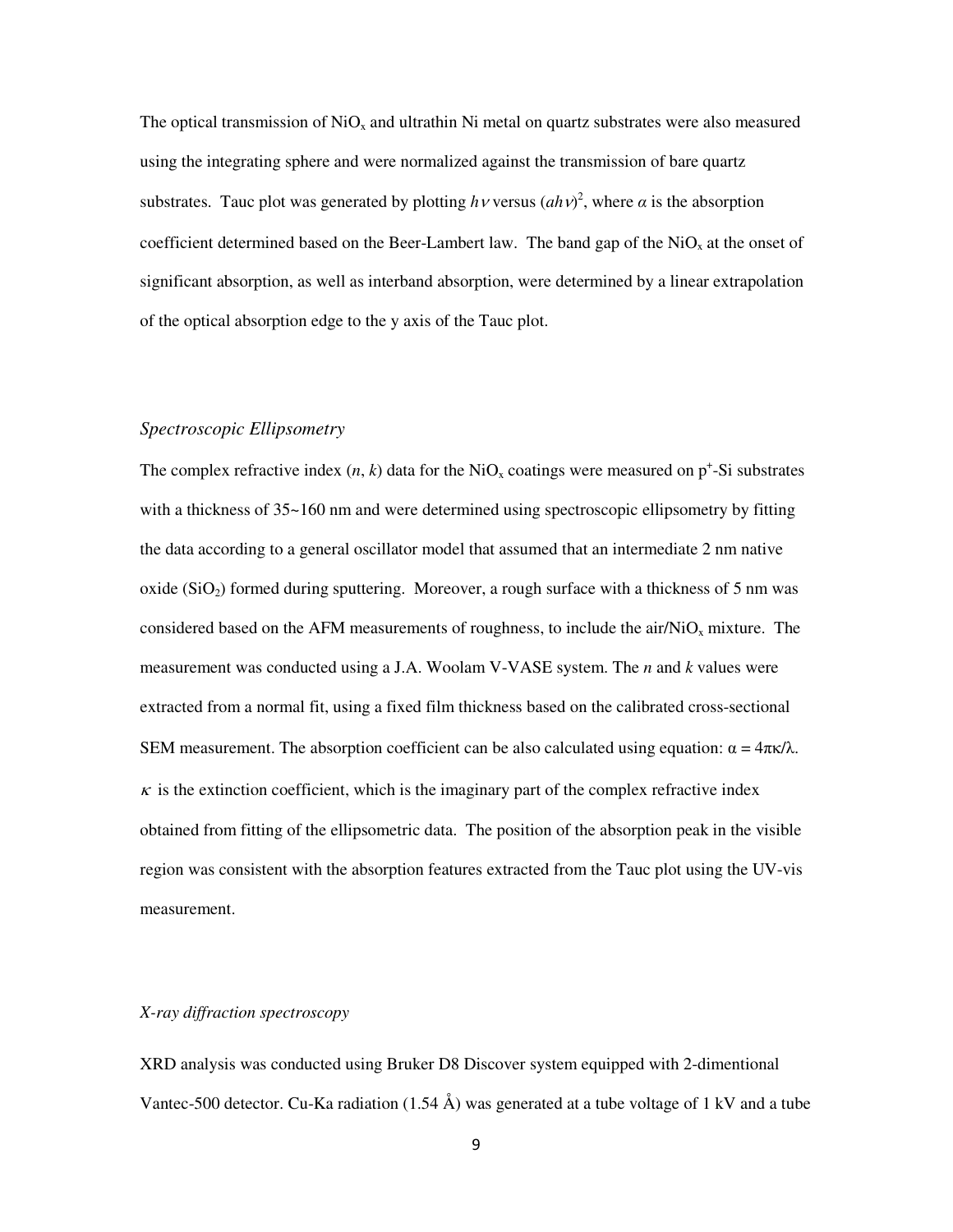The optical transmission of $NiO_x$ and ultrathin Ni metal on quartz substrates were also measured using the integrating sphere and were normalized against the transmission of bare quartz substrates. Tauc plot was generated by plotting $h\nu$ versus $(ah\nu)^2$, where $\alpha$ is the absorption coefficient determined based on the Beer-Lambert law. The band gap of the $NiO_x$ at the onset of significant absorption, as well as interband absorption, were determined by a linear extrapolation of the optical absorption edge to the y axis of the Tauc plot.

### *Spectroscopic Ellipsometry*

The complex refractive index ($n$, $k$) data for the $NiO_x$ coatings were measured on $p^+$-Si substrates with a thickness of 35~160 nm and were determined using spectroscopic ellipsometry by fitting the data according to a general oscillator model that assumed that an intermediate 2 nm native oxide ($SiO_2$) formed during sputtering. Moreover, a rough surface with a thickness of 5 nm was considered based on the AFM measurements of roughness, to include the air/$NiO_x$ mixture. The measurement was conducted using a J.A. Woolam V-VASE system. The $n$ and $k$ values were extracted from a normal fit, using a fixed film thickness based on the calibrated cross-sectional SEM measurement. The absorption coefficient can be also calculated using equation: $\alpha = 4\pi\kappa/\lambda$. $\kappa$ is the extinction coefficient, which is the imaginary part of the complex refractive index obtained from fitting of the ellipsometric data. The position of the absorption peak in the visible region was consistent with the absorption features extracted from the Tauc plot using the UV-vis measurement.

### *X-ray diffraction spectroscopy*

XRD analysis was conducted using Bruker D8 Discover system equipped with 2-dimentional Vantec-500 detector. Cu-Ka radiation (1.54 Å) was generated at a tube voltage of 1 kV and a tube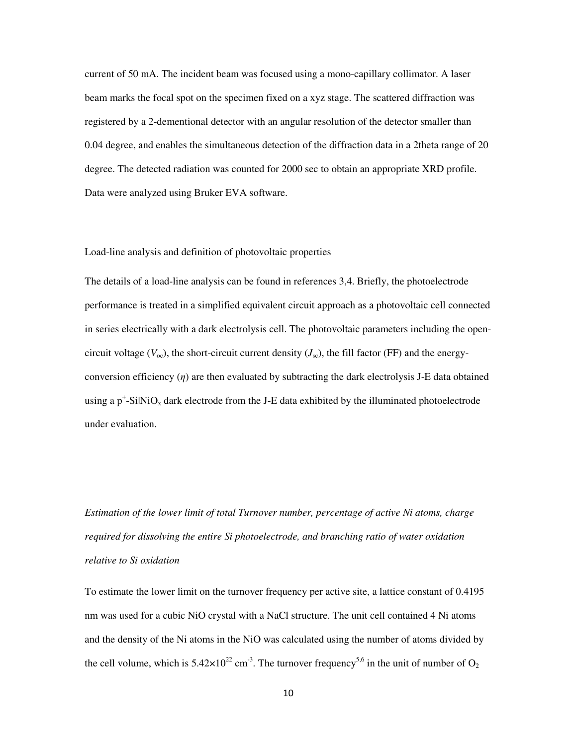current of 50 mA. The incident beam was focused using a mono-capillary collimator. A laser beam marks the focal spot on the specimen fixed on a xyz stage. The scattered diffraction was registered by a 2-dementional detector with an angular resolution of the detector smaller than 0.04 degree, and enables the simultaneous detection of the diffraction data in a 2theta range of 20 degree. The detected radiation was counted for 2000 sec to obtain an appropriate XRD profile. Data were analyzed using Bruker EVA software.

Load-line analysis and definition of photovoltaic properties

The details of a load-line analysis can be found in references 3,4. Briefly, the photoelectrode performance is treated in a simplified equivalent circuit approach as a photovoltaic cell connected in series electrically with a dark electrolysis cell. The photovoltaic parameters including the open-circuit voltage ($V_{oc}$), the short-circuit current density ($J_{sc}$), the fill factor (FF) and the energy-conversion efficiency ($\eta$) are then evaluated by subtracting the dark electrolysis J-E data obtained using a $p^+$-Si|$NiO_x$ dark electrode from the J-E data exhibited by the illuminated photoelectrode under evaluation.

*Estimation of the lower limit of total Turnover number, percentage of active Ni atoms, charge required for dissolving the entire Si photoelectrode, and branching ratio of water oxidation relative to Si oxidation*

To estimate the lower limit on the turnover frequency per active site, a lattice constant of 0.4195 nm was used for a cubic NiO crystal with a NaCl structure. The unit cell contained 4 Ni atoms and the density of the Ni atoms in the NiO was calculated using the number of atoms divided by the cell volume, which is $5.42\times10^{22}$ $cm^{-3}$. The turnover frequency[5,6] in the unit of number of $O_2$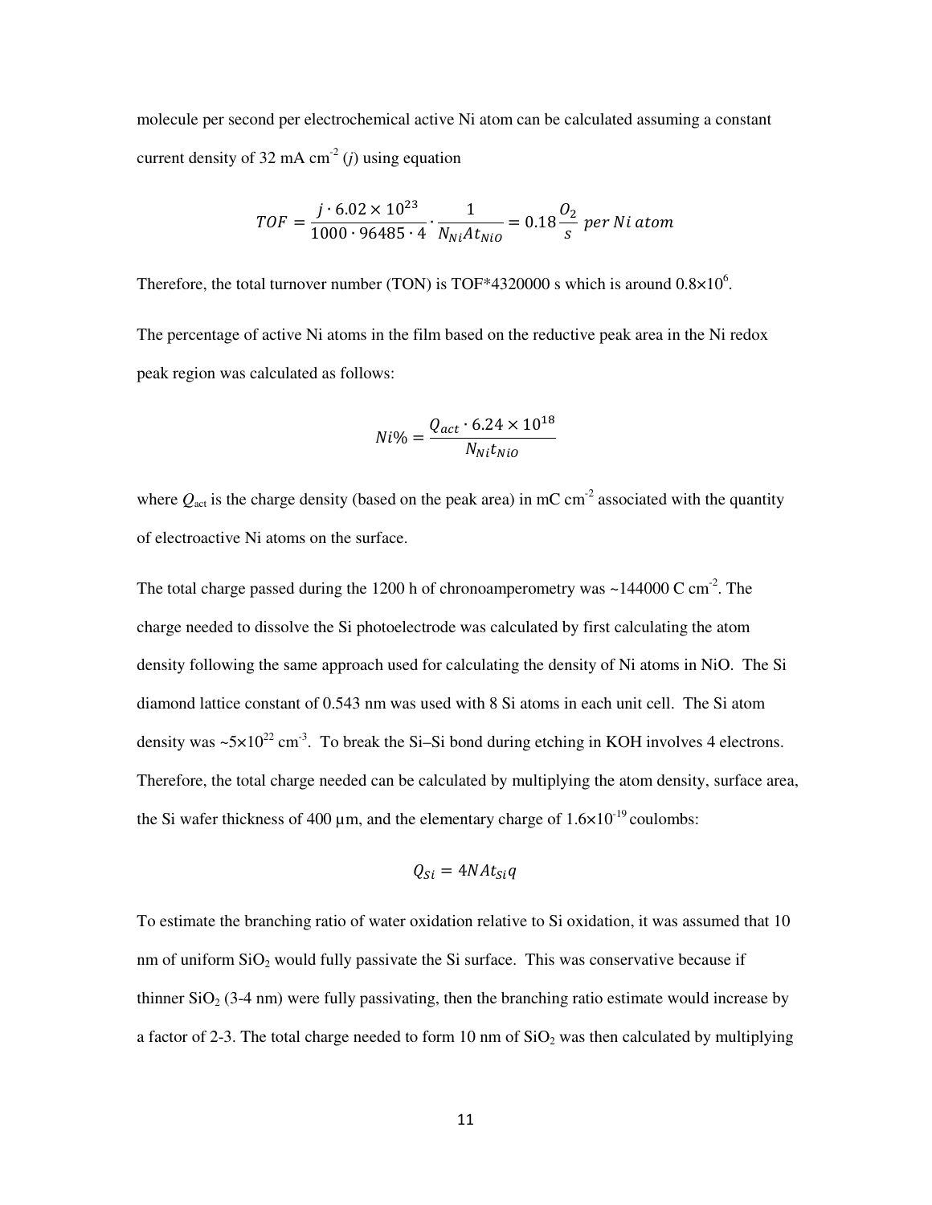molecule per second per electrochemical active Ni atom can be calculated assuming a constant current density of 32 mA cm$^{-2}$ ($j$) using equation

$$TOF = \frac{j \cdot 6.02 \times 10^{23}}{1000 \cdot 96485 \cdot 4} \cdot \frac{1}{N_{Ni} A t_{NiO}} = 0.18 \frac{O_2}{s} \ per\ Ni\ atom$$

Therefore, the total turnover number (TON) is TOF*4320000 s which is around $0.8 \times 10^6$.

The percentage of active Ni atoms in the film based on the reductive peak area in the Ni redox peak region was calculated as follows:

$$Ni\% = \frac{Q_{act} \cdot 6.24 \times 10^{18}}{N_{Ni} t_{NiO}}$$

where $Q_{act}$ is the charge density (based on the peak area) in mC cm$^{-2}$ associated with the quantity of electroactive Ni atoms on the surface.

The total charge passed during the 1200 h of chronoamperometry was ~144000 C cm$^{-2}$. The charge needed to dissolve the Si photoelectrode was calculated by first calculating the atom density following the same approach used for calculating the density of Ni atoms in NiO. The Si diamond lattice constant of 0.543 nm was used with 8 Si atoms in each unit cell. The Si atom density was ~$5 \times 10^{22}$ cm$^{-3}$. To break the Si–Si bond during etching in KOH involves 4 electrons. Therefore, the total charge needed can be calculated by multiplying the atom density, surface area, the Si wafer thickness of 400 µm, and the elementary charge of $1.6 \times 10^{-19}$ coulombs:

$$Q_{Si} = 4NAt_{Si}q$$

To estimate the branching ratio of water oxidation relative to Si oxidation, it was assumed that 10 nm of uniform $SiO_2$ would fully passivate the Si surface. This was conservative because if thinner $SiO_2$ (3-4 nm) were fully passivating, then the branching ratio estimate would increase by a factor of 2-3. The total charge needed to form 10 nm of $SiO_2$ was then calculated by multiplying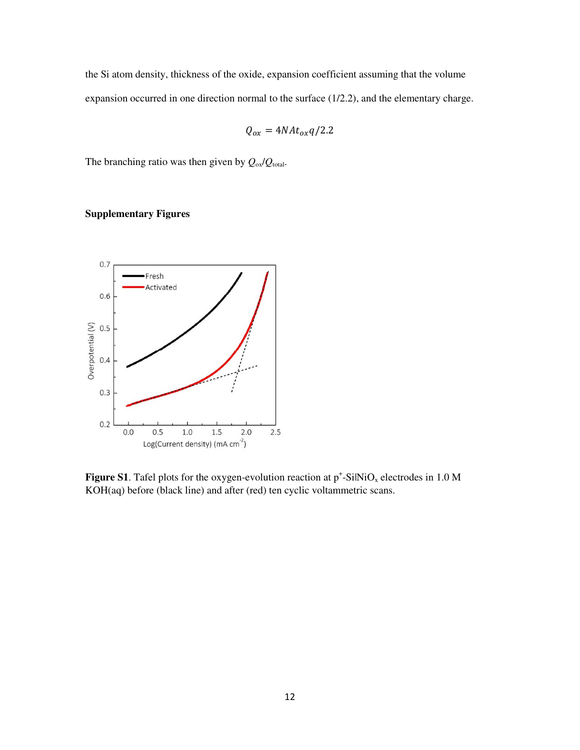the Si atom density, thickness of the oxide, expansion coefficient assuming that the volume expansion occurred in one direction normal to the surface (1/2.2), and the elementary charge.

$$Q_{ox} = 4NAt_{ox}q/2.2$$

The branching ratio was then given by $Q_{ox}/Q_{total}$.

**Supplementary Figures**

**Figure S1**. Tafel plots for the oxygen-evolution reaction at $p^+$-Si|$NiO_x$ electrodes in 1.0 M KOH(aq) before (black line) and after (red) ten cyclic voltammetric scans.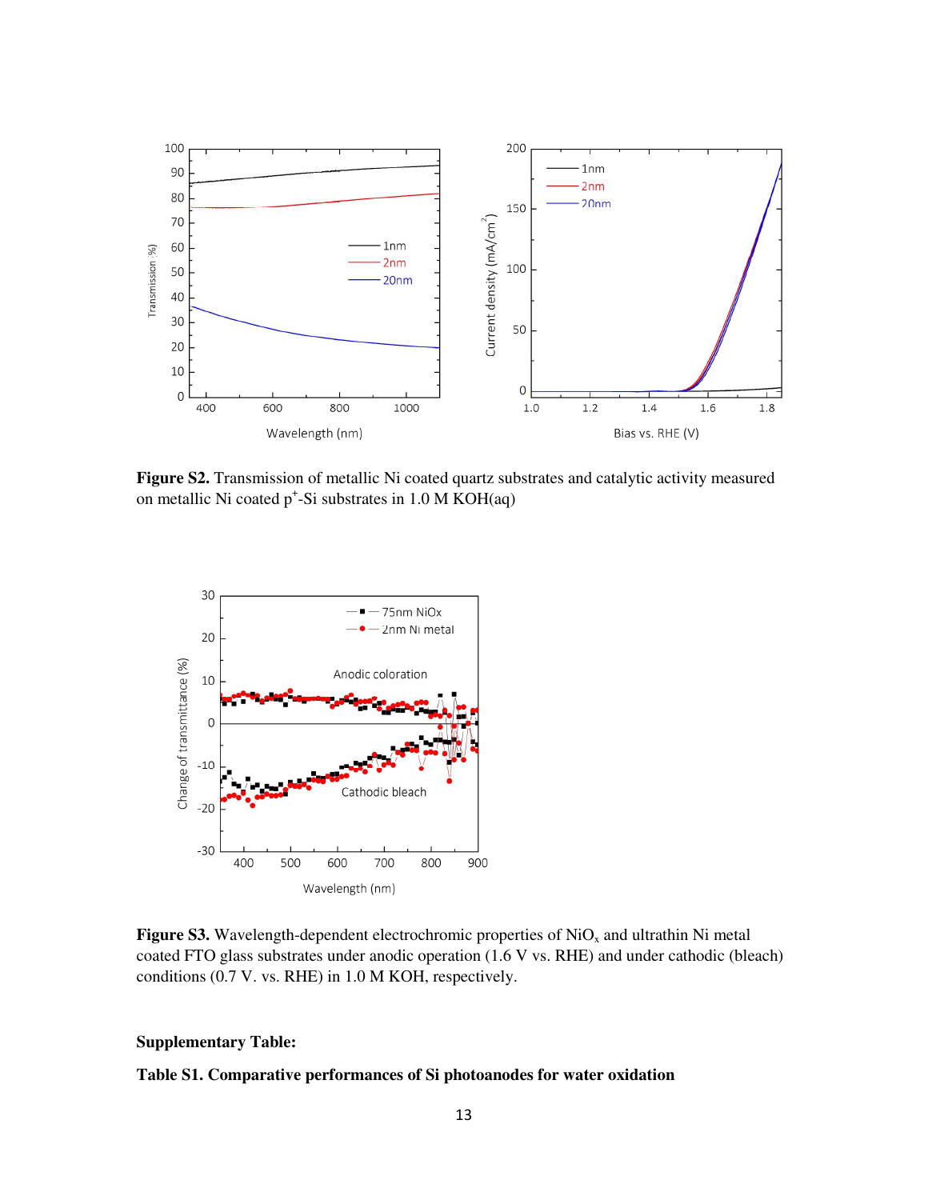**Figure S2.** Transmission of metallic Ni coated quartz substrates and catalytic activity measured on metallic Ni coated $p^+$-Si substrates in 1.0 M KOH(aq)

**Figure S3.** Wavelength-dependent electrochromic properties of $NiO_x$ and ultrathin Ni metal coated FTO glass substrates under anodic operation (1.6 V vs. RHE) and under cathodic (bleach) conditions (0.7 V. vs. RHE) in 1.0 M KOH, respectively.

**Supplementary Table:**

**Table S1. Comparative performances of Si photoanodes for water oxidation**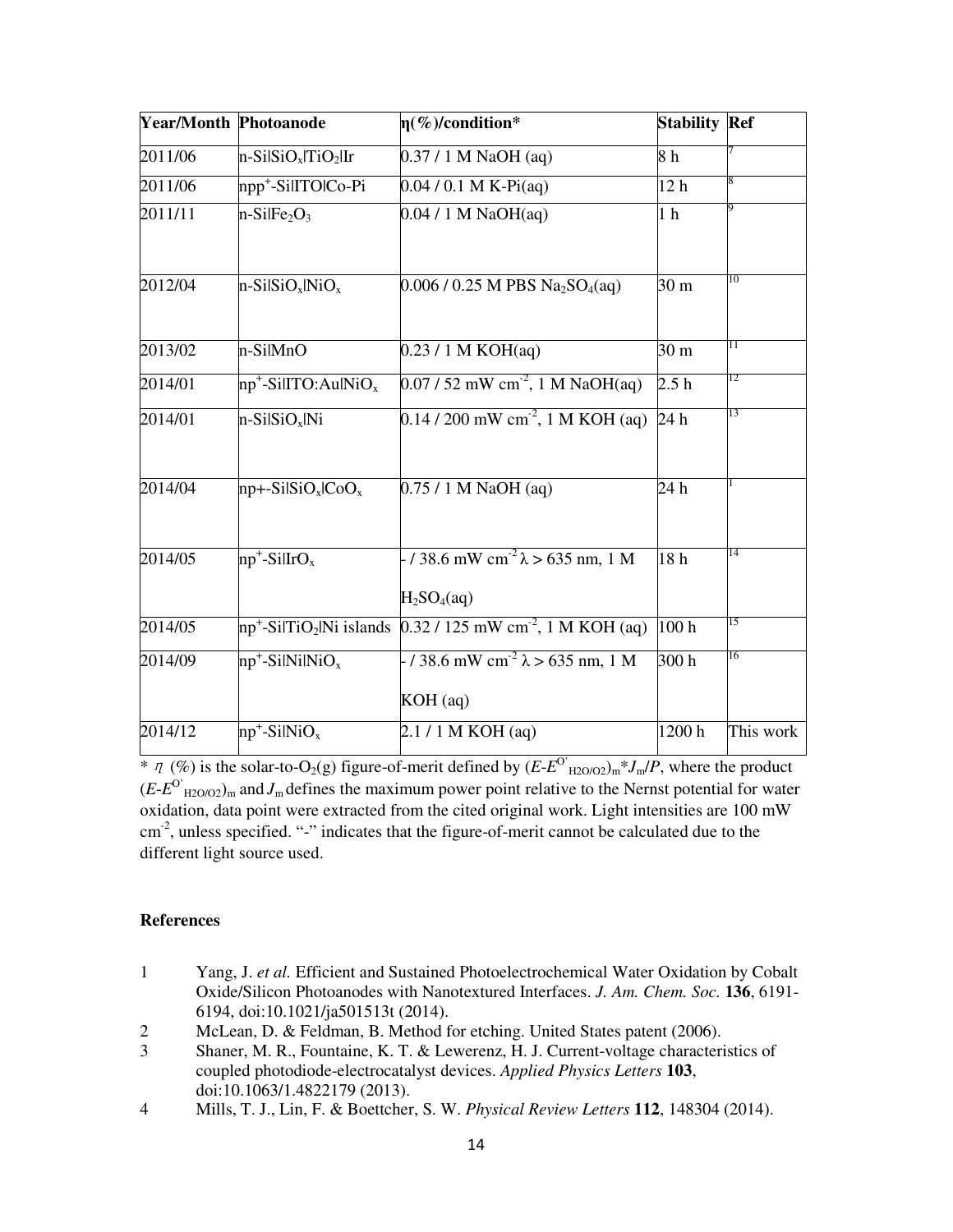| Year/Month | Photoanode | η(%)/condition* | Stability | Ref |
|---|---|---|---|---|
| 2011/06 | n-Si\|$SiO_x$\|$TiO_2$\|Ir | 0.37 / 1 M NaOH (aq) | 8 h | 7 |
| 2011/06 | $npp^+$-Si\|ITO\|Co-Pi | 0.04 / 0.1 M K-Pi(aq) | 12 h | 8 |
| 2011/11 | n-Si\|$Fe_2O_3$ | 0.04 / 1 M NaOH(aq) | 1 h | 9 |
| 2012/04 | n-Si\|$SiO_x$\|$NiO_x$ | 0.006 / 0.25 M PBS $Na_2SO_4$(aq) | 30 m | 10 |
| 2013/02 | n-Si\|MnO | 0.23 / 1 M KOH(aq) | 30 m | 11 |
| 2014/01 | $np^+$-Si\|ITO:Au\|$NiO_x$ | 0.07 / 52 mW $cm^{-2}$, 1 M NaOH(aq) | 2.5 h | 12 |
| 2014/01 | n-Si\|$SiO_x$\|Ni | 0.14 / 200 mW $cm^{-2}$, 1 M KOH (aq) | 24 h | 13 |
| 2014/04 | np+-Si\|$SiO_x$\|$CoO_x$ | 0.75 / 1 M NaOH (aq) | 24 h | 1 |
| 2014/05 | $np^+$-Si\|$IrO_x$ | - / 38.6 mW $cm^{-2}$ $\lambda > 635$ nm, 1 M $H_2SO_4$(aq) | 18 h | 14 |
| 2014/05 | $np^+$-Si\|$TiO_2$\|Ni islands | 0.32 / 125 mW $cm^{-2}$, 1 M KOH (aq) | 100 h | 15 |
| 2014/09 | $np^+$-Si\|Ni\|$NiO_x$ | - / 38.6 mW $cm^{-2}$ $\lambda > 635$ nm, 1 M KOH (aq) | 300 h | 16 |
| 2014/12 | $np^+$-Si\|$NiO_x$ | 2.1 / 1 M KOH (aq) | 1200 h | This work |

* $\eta$ (%) is the solar-to-$O_2$(g) figure-of-merit defined by $(E-E^{O'}_{H2O/O2})_m * J_m/P$, where the product $(E-E^{O'}_{H2O/O2})_m$ and $J_m$ defines the maximum power point relative to the Nernst potential for water oxidation, data point were extracted from the cited original work. Light intensities are 100 mW $cm^{-2}$, unless specified. "-" indicates that the figure-of-merit cannot be calculated due to the different light source used.

## References

1. Yang, J. *et al.* Efficient and Sustained Photoelectrochemical Water Oxidation by Cobalt Oxide/Silicon Photoanodes with Nanotextured Interfaces. *J. Am. Chem. Soc.* **136**, 6191-6194, doi:10.1021/ja501513t (2014).
2. McLean, D. & Feldman, B. Method for etching. United States patent (2006).
3. Shaner, M. R., Fountaine, K. T. & Lewerenz, H. J. Current-voltage characteristics of coupled photodiode-electrocatalyst devices. *Applied Physics Letters* **103**, doi:10.1063/1.4822179 (2013).
4. Mills, T. J., Lin, F. & Boettcher, S. W. *Physical Review Letters* **112**, 148304 (2014).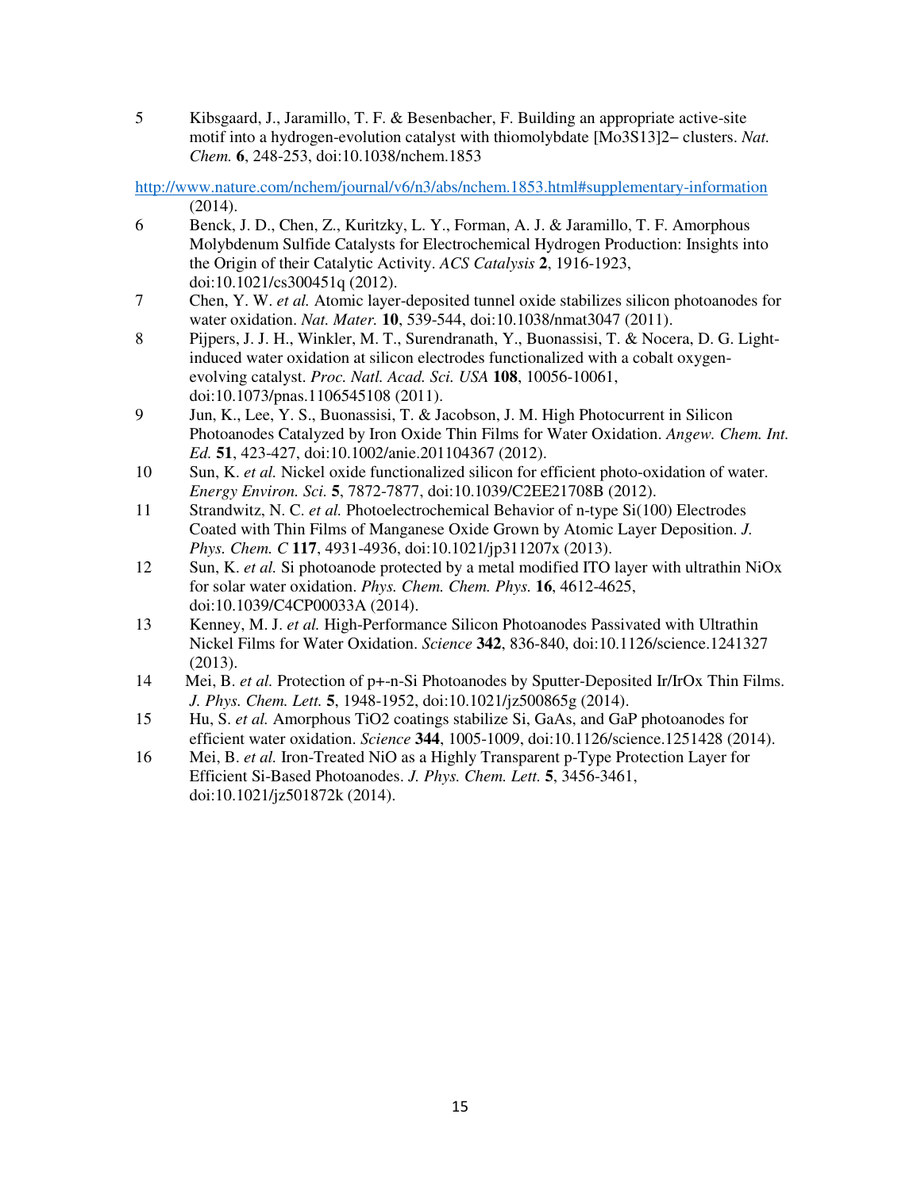5. Kibsgaard, J., Jaramillo, T. F. & Besenbacher, F. Building an appropriate active-site motif into a hydrogen-evolution catalyst with thiomolybdate $[Mo_3S_{13}]^{2-}$ clusters. *Nat. Chem.* **6**, 248-253, doi:10.1038/nchem.1853 http://www.nature.com/nchem/journal/v6/n3/abs/nchem.1853.html#supplementary-information (2014).
6. Benck, J. D., Chen, Z., Kuritzky, L. Y., Forman, A. J. & Jaramillo, T. F. Amorphous Molybdenum Sulfide Catalysts for Electrochemical Hydrogen Production: Insights into the Origin of their Catalytic Activity. *ACS Catalysis* **2**, 1916-1923, doi:10.1021/cs300451q (2012).
7. Chen, Y. W. *et al.* Atomic layer-deposited tunnel oxide stabilizes silicon photoanodes for water oxidation. *Nat. Mater.* **10**, 539-544, doi:10.1038/nmat3047 (2011).
8. Pijpers, J. J. H., Winkler, M. T., Surendranath, Y., Buonassisi, T. & Nocera, D. G. Light-induced water oxidation at silicon electrodes functionalized with a cobalt oxygen-evolving catalyst. *Proc. Natl. Acad. Sci. USA* **108**, 10056-10061, doi:10.1073/pnas.1106545108 (2011).
9. Jun, K., Lee, Y. S., Buonassisi, T. & Jacobson, J. M. High Photocurrent in Silicon Photoanodes Catalyzed by Iron Oxide Thin Films for Water Oxidation. *Angew. Chem. Int. Ed.* **51**, 423-427, doi:10.1002/anie.201104367 (2012).
10. Sun, K. *et al.* Nickel oxide functionalized silicon for efficient photo-oxidation of water. *Energy Environ. Sci.* **5**, 7872-7877, doi:10.1039/C2EE21708B (2012).
11. Strandwitz, N. C. *et al.* Photoelectrochemical Behavior of n-type Si(100) Electrodes Coated with Thin Films of Manganese Oxide Grown by Atomic Layer Deposition. *J. Phys. Chem. C* **117**, 4931-4936, doi:10.1021/jp311207x (2013).
12. Sun, K. *et al.* Si photoanode protected by a metal modified ITO layer with ultrathin $NiO_x$ for solar water oxidation. *Phys. Chem. Chem. Phys.* **16**, 4612-4625, doi:10.1039/C4CP00033A (2014).
13. Kenney, M. J. *et al.* High-Performance Silicon Photoanodes Passivated with Ultrathin Nickel Films for Water Oxidation. *Science* **342**, 836-840, doi:10.1126/science.1241327 (2013).
14. Mei, B. *et al.* Protection of p+-n-Si Photoanodes by Sputter-Deposited Ir/$IrO_x$ Thin Films. *J. Phys. Chem. Lett.* **5**, 1948-1952, doi:10.1021/jz500865g (2014).
15. Hu, S. *et al.* Amorphous $TiO_2$ coatings stabilize Si, GaAs, and GaP photoanodes for efficient water oxidation. *Science* **344**, 1005-1009, doi:10.1126/science.1251428 (2014).
16. Mei, B. *et al.* Iron-Treated NiO as a Highly Transparent p-Type Protection Layer for Efficient Si-Based Photoanodes. *J. Phys. Chem. Lett.* **5**, 3456-3461, doi:10.1021/jz501872k (2014).